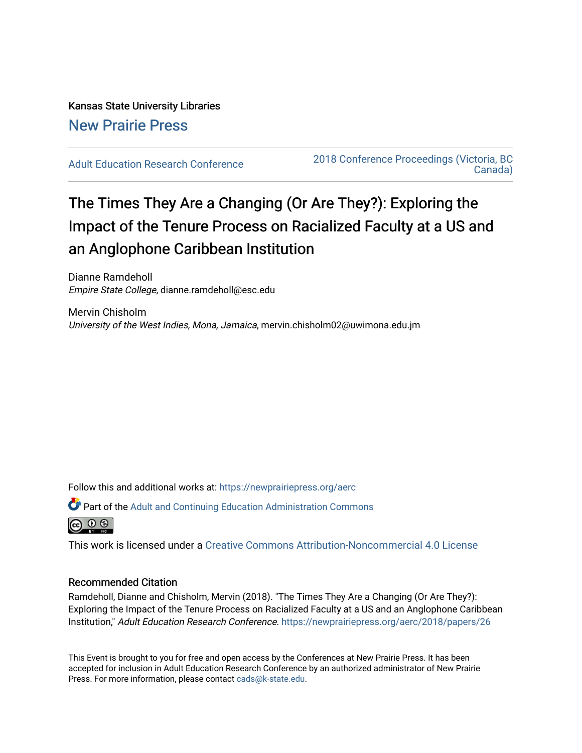Kansas State University Libraries

New Prairie Press

Adult Education Research Conference

2018 Conference Proceedings (Victoria, BC Canada)

# The Times They Are a Changing (Or Are They?): Exploring the Impact of the Tenure Process on Racialized Faculty at a US and an Anglophone Caribbean Institution

Dianne Ramdeholl
*Empire State College*, dianne.ramdeholl@esc.edu

Mervin Chisholm
*University of the West Indies, Mona, Jamaica*, mervin.chisholm02@uwimona.edu.jm

Follow this and additional works at: https://newprairiepress.org/aerc

Part of the Adult and Continuing Education Administration Commons

This work is licensed under a Creative Commons Attribution-Noncommercial 4.0 License

## Recommended Citation

Ramdeholl, Dianne and Chisholm, Mervin (2018). "The Times They Are a Changing (Or Are They?): Exploring the Impact of the Tenure Process on Racialized Faculty at a US and an Anglophone Caribbean Institution," *Adult Education Research Conference*. https://newprairiepress.org/aerc/2018/papers/26

This Event is brought to you for free and open access by the Conferences at New Prairie Press. It has been accepted for inclusion in Adult Education Research Conference by an authorized administrator of New Prairie Press. For more information, please contact cads@k-state.edu.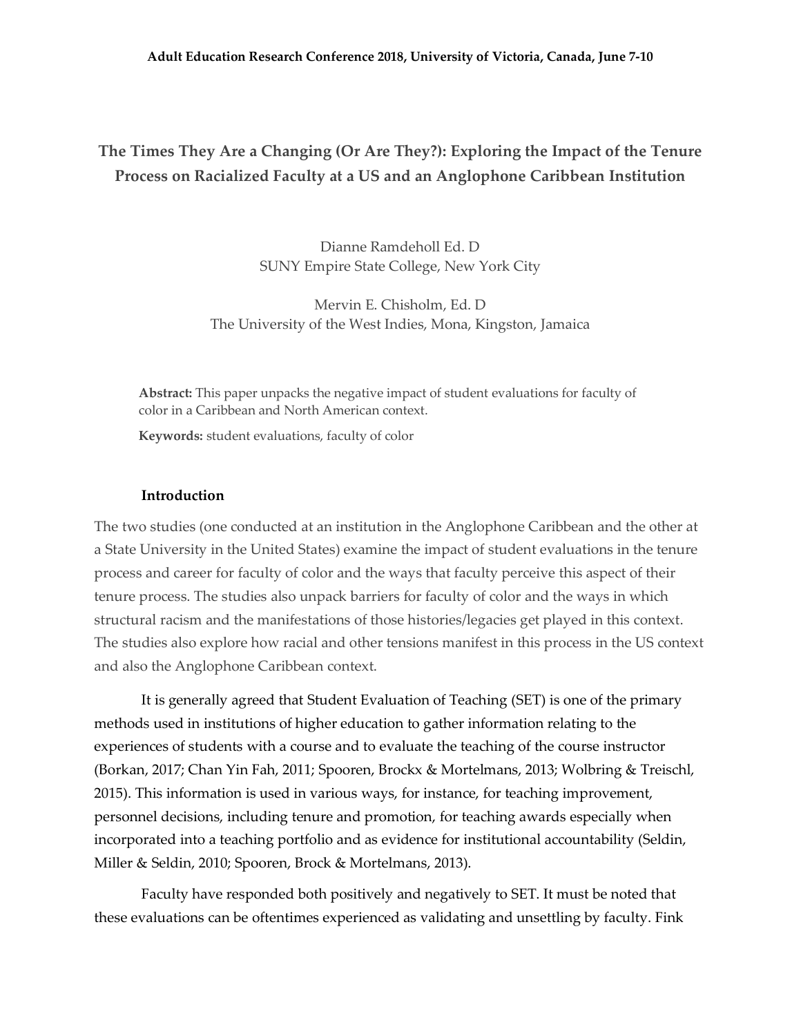Adult Education Research Conference 2018, University of Victoria, Canada, June 7-10

# The Times They Are a Changing (Or Are They?): Exploring the Impact of the Tenure Process on Racialized Faculty at a US and an Anglophone Caribbean Institution

Dianne Ramdeholl Ed. D
SUNY Empire State College, New York City

Mervin E. Chisholm, Ed. D
The University of the West Indies, Mona, Kingston, Jamaica

**Abstract:** This paper unpacks the negative impact of student evaluations for faculty of color in a Caribbean and North American context.

**Keywords:** student evaluations, faculty of color

## Introduction

The two studies (one conducted at an institution in the Anglophone Caribbean and the other at a State University in the United States) examine the impact of student evaluations in the tenure process and career for faculty of color and the ways that faculty perceive this aspect of their tenure process. The studies also unpack barriers for faculty of color and the ways in which structural racism and the manifestations of those histories/legacies get played in this context. The studies also explore how racial and other tensions manifest in this process in the US context and also the Anglophone Caribbean context.

It is generally agreed that Student Evaluation of Teaching (SET) is one of the primary methods used in institutions of higher education to gather information relating to the experiences of students with a course and to evaluate the teaching of the course instructor (Borkan, 2017; Chan Yin Fah, 2011; Spooren, Brockx & Mortelmans, 2013; Wolbring & Treischl, 2015). This information is used in various ways, for instance, for teaching improvement, personnel decisions, including tenure and promotion, for teaching awards especially when incorporated into a teaching portfolio and as evidence for institutional accountability (Seldin, Miller & Seldin, 2010; Spooren, Brock & Mortelmans, 2013).

Faculty have responded both positively and negatively to SET. It must be noted that these evaluations can be oftentimes experienced as validating and unsettling by faculty. Fink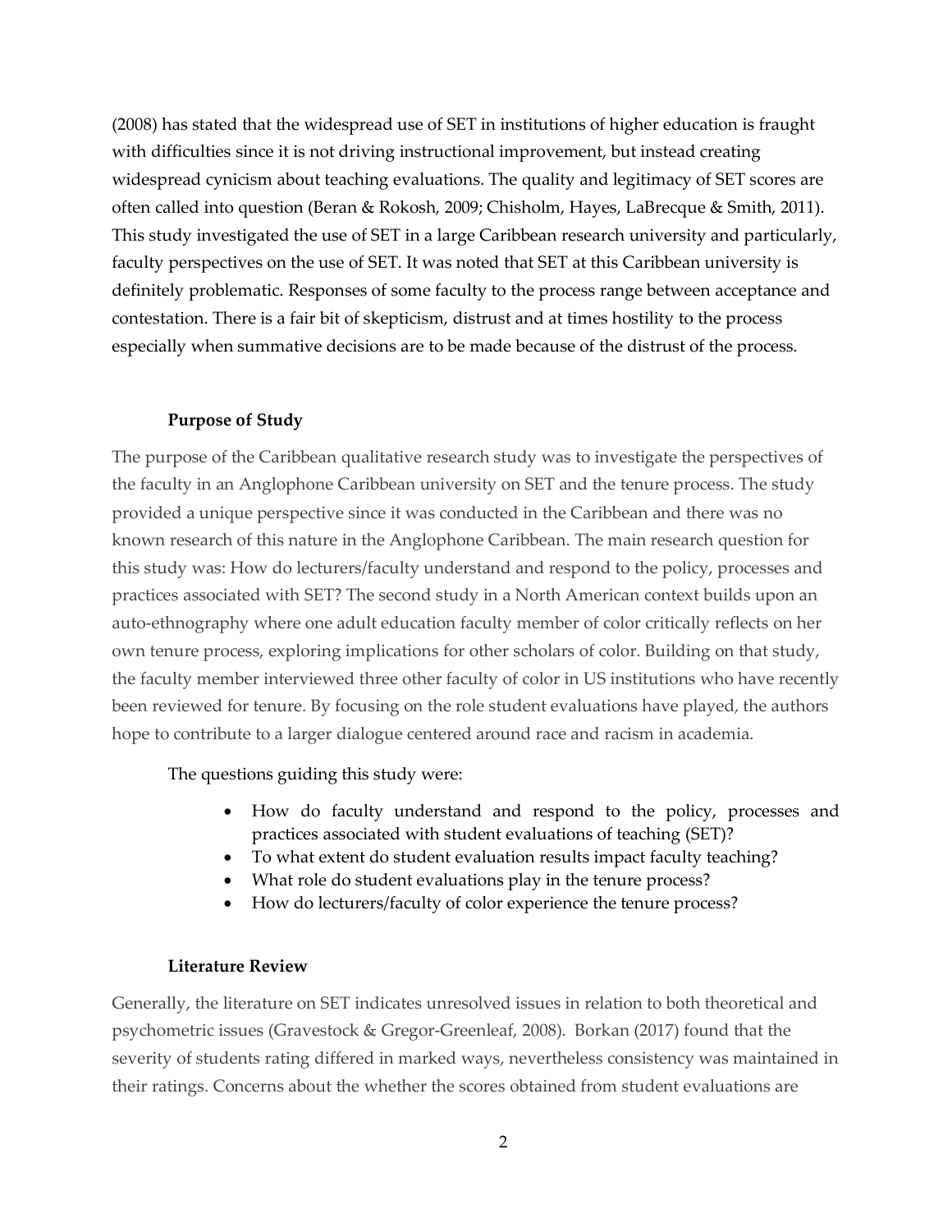(2008) has stated that the widespread use of SET in institutions of higher education is fraught with difficulties since it is not driving instructional improvement, but instead creating widespread cynicism about teaching evaluations. The quality and legitimacy of SET scores are often called into question (Beran & Rokosh, 2009; Chisholm, Hayes, LaBrecque & Smith, 2011). This study investigated the use of SET in a large Caribbean research university and particularly, faculty perspectives on the use of SET. It was noted that SET at this Caribbean university is definitely problematic. Responses of some faculty to the process range between acceptance and contestation. There is a fair bit of skepticism, distrust and at times hostility to the process especially when summative decisions are to be made because of the distrust of the process.

## Purpose of Study

The purpose of the Caribbean qualitative research study was to investigate the perspectives of the faculty in an Anglophone Caribbean university on SET and the tenure process. The study provided a unique perspective since it was conducted in the Caribbean and there was no known research of this nature in the Anglophone Caribbean. The main research question for this study was: How do lecturers/faculty understand and respond to the policy, processes and practices associated with SET? The second study in a North American context builds upon an auto-ethnography where one adult education faculty member of color critically reflects on her own tenure process, exploring implications for other scholars of color. Building on that study, the faculty member interviewed three other faculty of color in US institutions who have recently been reviewed for tenure. By focusing on the role student evaluations have played, the authors hope to contribute to a larger dialogue centered around race and racism in academia.

The questions guiding this study were:

- How do faculty understand and respond to the policy, processes and practices associated with student evaluations of teaching (SET)?
- To what extent do student evaluation results impact faculty teaching?
- What role do student evaluations play in the tenure process?
- How do lecturers/faculty of color experience the tenure process?

## Literature Review

Generally, the literature on SET indicates unresolved issues in relation to both theoretical and psychometric issues (Gravestock & Gregor-Greenleaf, 2008). Borkan (2017) found that the severity of students rating differed in marked ways, nevertheless consistency was maintained in their ratings. Concerns about the whether the scores obtained from student evaluations are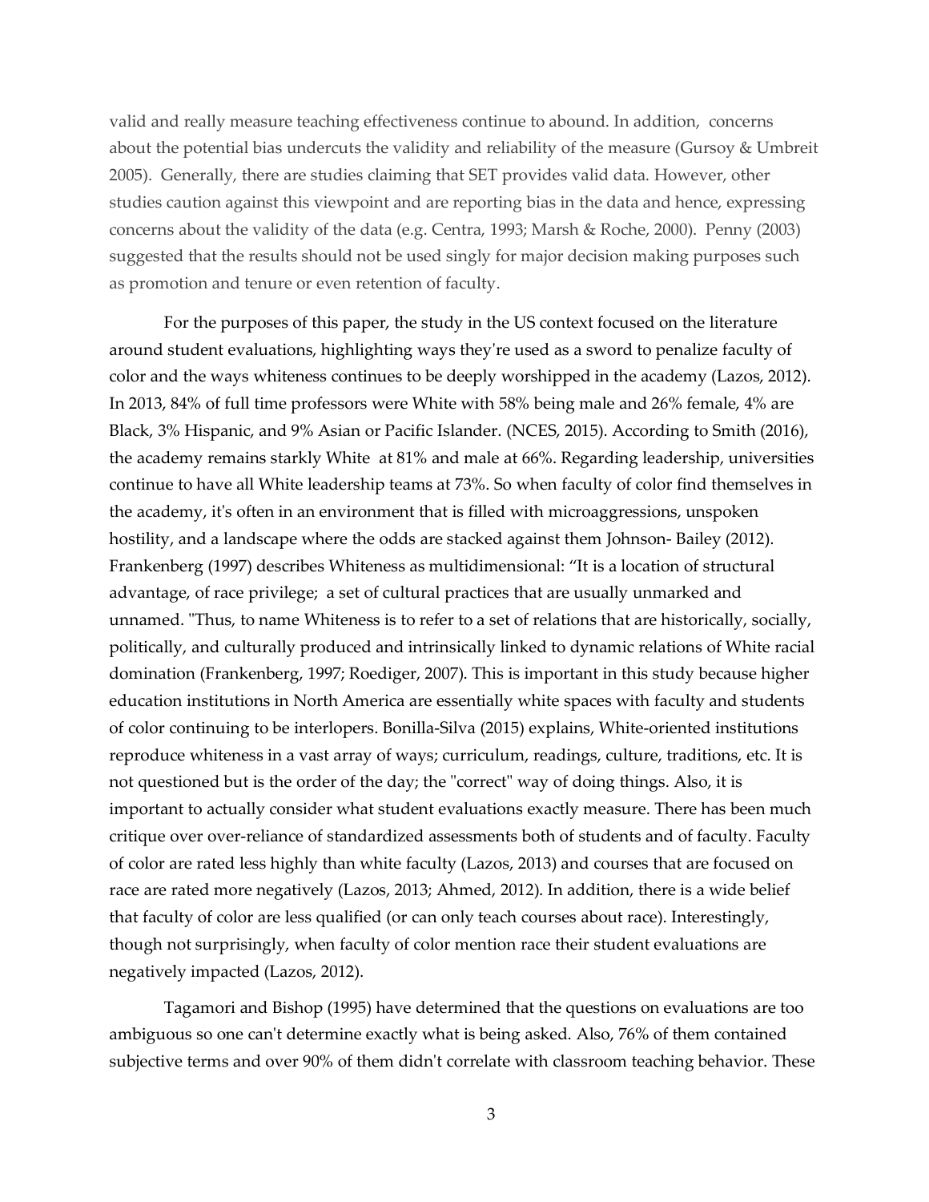valid and really measure teaching effectiveness continue to abound. In addition, concerns about the potential bias undercuts the validity and reliability of the measure (Gursoy & Umbreit 2005). Generally, there are studies claiming that SET provides valid data. However, other studies caution against this viewpoint and are reporting bias in the data and hence, expressing concerns about the validity of the data (e.g. Centra, 1993; Marsh & Roche, 2000). Penny (2003) suggested that the results should not be used singly for major decision making purposes such as promotion and tenure or even retention of faculty.

For the purposes of this paper, the study in the US context focused on the literature around student evaluations, highlighting ways they're used as a sword to penalize faculty of color and the ways whiteness continues to be deeply worshipped in the academy (Lazos, 2012). In 2013, 84% of full time professors were White with 58% being male and 26% female, 4% are Black, 3% Hispanic, and 9% Asian or Pacific Islander. (NCES, 2015). According to Smith (2016), the academy remains starkly White at 81% and male at 66%. Regarding leadership, universities continue to have all White leadership teams at 73%. So when faculty of color find themselves in the academy, it's often in an environment that is filled with microaggressions, unspoken hostility, and a landscape where the odds are stacked against them Johnson- Bailey (2012). Frankenberg (1997) describes Whiteness as multidimensional: "It is a location of structural advantage, of race privilege; a set of cultural practices that are usually unmarked and unnamed. "Thus, to name Whiteness is to refer to a set of relations that are historically, socially, politically, and culturally produced and intrinsically linked to dynamic relations of White racial domination (Frankenberg, 1997; Roediger, 2007). This is important in this study because higher education institutions in North America are essentially white spaces with faculty and students of color continuing to be interlopers. Bonilla-Silva (2015) explains, White-oriented institutions reproduce whiteness in a vast array of ways; curriculum, readings, culture, traditions, etc. It is not questioned but is the order of the day; the "correct" way of doing things. Also, it is important to actually consider what student evaluations exactly measure. There has been much critique over over-reliance of standardized assessments both of students and of faculty. Faculty of color are rated less highly than white faculty (Lazos, 2013) and courses that are focused on race are rated more negatively (Lazos, 2013; Ahmed, 2012). In addition, there is a wide belief that faculty of color are less qualified (or can only teach courses about race). Interestingly, though not surprisingly, when faculty of color mention race their student evaluations are negatively impacted (Lazos, 2012).

Tagamori and Bishop (1995) have determined that the questions on evaluations are too ambiguous so one can't determine exactly what is being asked. Also, 76% of them contained subjective terms and over 90% of them didn't correlate with classroom teaching behavior. These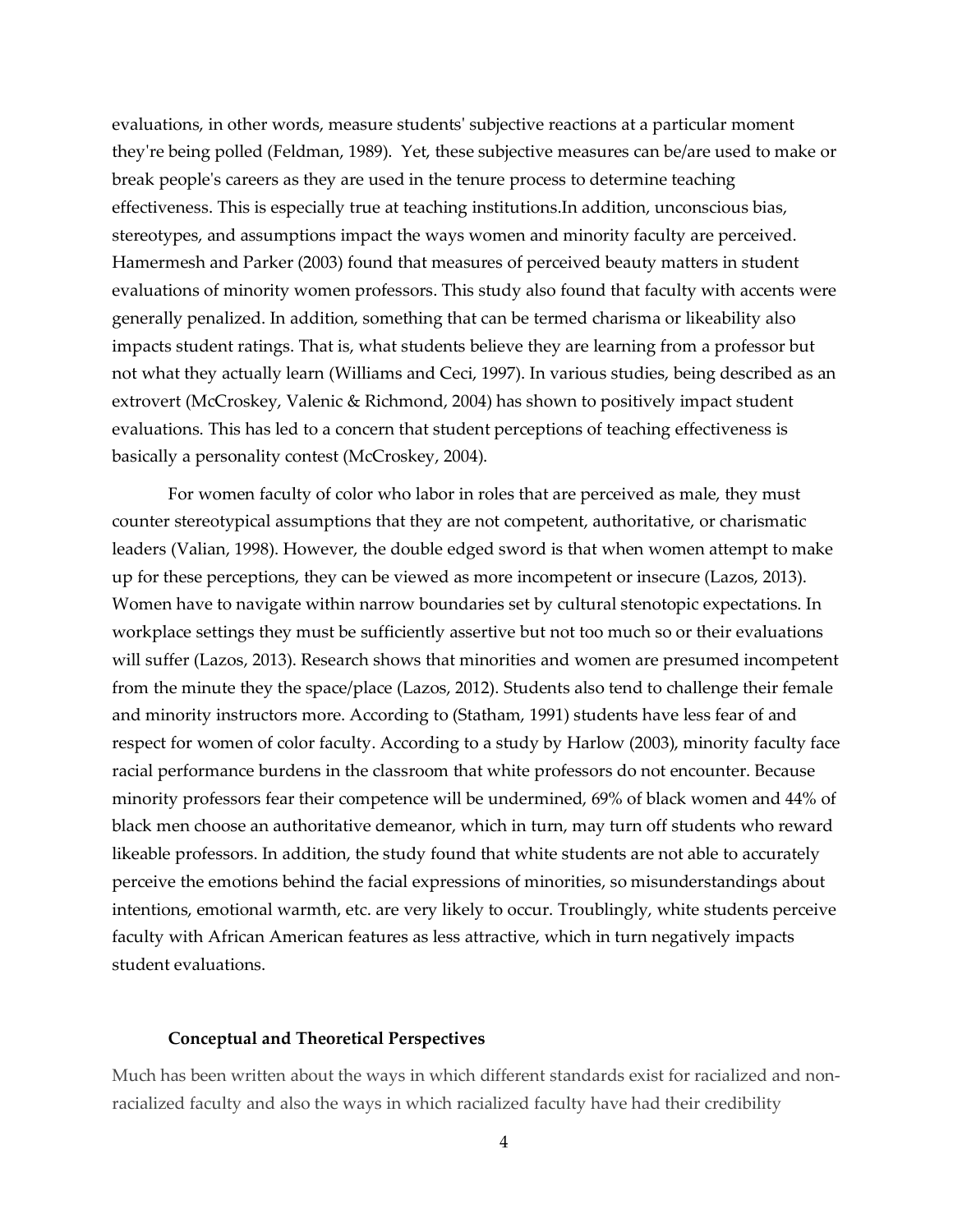evaluations, in other words, measure students' subjective reactions at a particular moment they're being polled (Feldman, 1989). Yet, these subjective measures can be/are used to make or break people's careers as they are used in the tenure process to determine teaching effectiveness. This is especially true at teaching institutions.In addition, unconscious bias, stereotypes, and assumptions impact the ways women and minority faculty are perceived. Hamermesh and Parker (2003) found that measures of perceived beauty matters in student evaluations of minority women professors. This study also found that faculty with accents were generally penalized. In addition, something that can be termed charisma or likeability also impacts student ratings. That is, what students believe they are learning from a professor but not what they actually learn (Williams and Ceci, 1997). In various studies, being described as an extrovert (McCroskey, Valenic & Richmond, 2004) has shown to positively impact student evaluations. This has led to a concern that student perceptions of teaching effectiveness is basically a personality contest (McCroskey, 2004).

For women faculty of color who labor in roles that are perceived as male, they must counter stereotypical assumptions that they are not competent, authoritative, or charismatic leaders (Valian, 1998). However, the double edged sword is that when women attempt to make up for these perceptions, they can be viewed as more incompetent or insecure (Lazos, 2013). Women have to navigate within narrow boundaries set by cultural stenotopic expectations. In workplace settings they must be sufficiently assertive but not too much so or their evaluations will suffer (Lazos, 2013). Research shows that minorities and women are presumed incompetent from the minute they the space/place (Lazos, 2012). Students also tend to challenge their female and minority instructors more. According to (Statham, 1991) students have less fear of and respect for women of color faculty. According to a study by Harlow (2003), minority faculty face racial performance burdens in the classroom that white professors do not encounter. Because minority professors fear their competence will be undermined, 69% of black women and 44% of black men choose an authoritative demeanor, which in turn, may turn off students who reward likeable professors. In addition, the study found that white students are not able to accurately perceive the emotions behind the facial expressions of minorities, so misunderstandings about intentions, emotional warmth, etc. are very likely to occur. Troublingly, white students perceive faculty with African American features as less attractive, which in turn negatively impacts student evaluations.

## Conceptual and Theoretical Perspectives

Much has been written about the ways in which different standards exist for racialized and non-racialized faculty and also the ways in which racialized faculty have had their credibility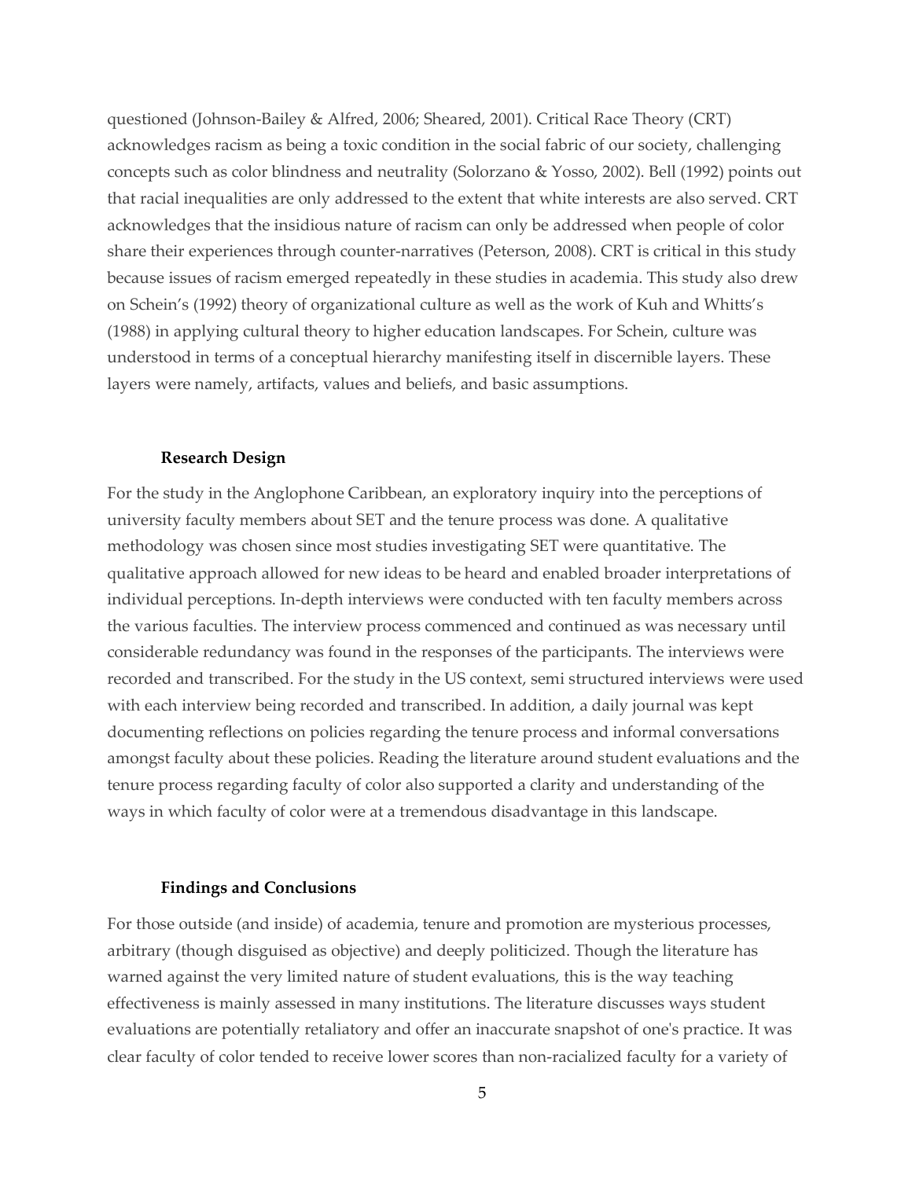questioned (Johnson-Bailey & Alfred, 2006; Sheared, 2001). Critical Race Theory (CRT) acknowledges racism as being a toxic condition in the social fabric of our society, challenging concepts such as color blindness and neutrality (Solorzano & Yosso, 2002). Bell (1992) points out that racial inequalities are only addressed to the extent that white interests are also served. CRT acknowledges that the insidious nature of racism can only be addressed when people of color share their experiences through counter-narratives (Peterson, 2008). CRT is critical in this study because issues of racism emerged repeatedly in these studies in academia. This study also drew on Schein's (1992) theory of organizational culture as well as the work of Kuh and Whitts's (1988) in applying cultural theory to higher education landscapes. For Schein, culture was understood in terms of a conceptual hierarchy manifesting itself in discernible layers. These layers were namely, artifacts, values and beliefs, and basic assumptions.

### Research Design

For the study in the Anglophone Caribbean, an exploratory inquiry into the perceptions of university faculty members about SET and the tenure process was done. A qualitative methodology was chosen since most studies investigating SET were quantitative. The qualitative approach allowed for new ideas to be heard and enabled broader interpretations of individual perceptions. In-depth interviews were conducted with ten faculty members across the various faculties. The interview process commenced and continued as was necessary until considerable redundancy was found in the responses of the participants. The interviews were recorded and transcribed. For the study in the US context, semi structured interviews were used with each interview being recorded and transcribed. In addition, a daily journal was kept documenting reflections on policies regarding the tenure process and informal conversations amongst faculty about these policies. Reading the literature around student evaluations and the tenure process regarding faculty of color also supported a clarity and understanding of the ways in which faculty of color were at a tremendous disadvantage in this landscape.

### Findings and Conclusions

For those outside (and inside) of academia, tenure and promotion are mysterious processes, arbitrary (though disguised as objective) and deeply politicized. Though the literature has warned against the very limited nature of student evaluations, this is the way teaching effectiveness is mainly assessed in many institutions. The literature discusses ways student evaluations are potentially retaliatory and offer an inaccurate snapshot of one's practice. It was clear faculty of color tended to receive lower scores than non-racialized faculty for a variety of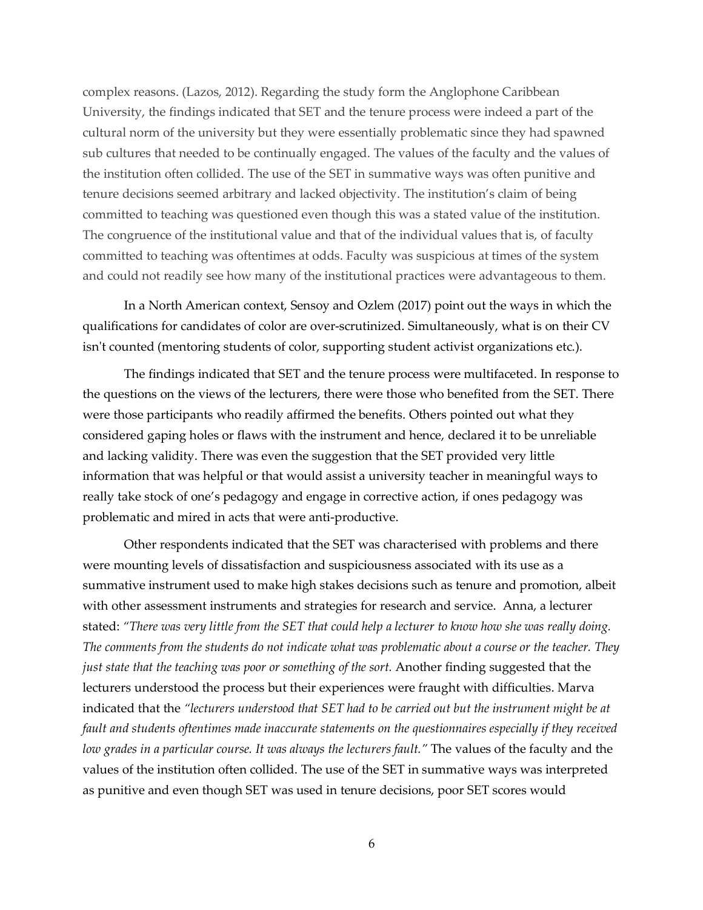complex reasons. (Lazos, 2012). Regarding the study form the Anglophone Caribbean University, the findings indicated that SET and the tenure process were indeed a part of the cultural norm of the university but they were essentially problematic since they had spawned sub cultures that needed to be continually engaged. The values of the faculty and the values of the institution often collided. The use of the SET in summative ways was often punitive and tenure decisions seemed arbitrary and lacked objectivity. The institution's claim of being committed to teaching was questioned even though this was a stated value of the institution. The congruence of the institutional value and that of the individual values that is, of faculty committed to teaching was oftentimes at odds. Faculty was suspicious at times of the system and could not readily see how many of the institutional practices were advantageous to them.

In a North American context, Sensoy and Ozlem (2017) point out the ways in which the qualifications for candidates of color are over-scrutinized. Simultaneously, what is on their CV isn't counted (mentoring students of color, supporting student activist organizations etc.).

The findings indicated that SET and the tenure process were multifaceted. In response to the questions on the views of the lecturers, there were those who benefited from the SET. There were those participants who readily affirmed the benefits. Others pointed out what they considered gaping holes or flaws with the instrument and hence, declared it to be unreliable and lacking validity. There was even the suggestion that the SET provided very little information that was helpful or that would assist a university teacher in meaningful ways to really take stock of one's pedagogy and engage in corrective action, if ones pedagogy was problematic and mired in acts that were anti-productive.

Other respondents indicated that the SET was characterised with problems and there were mounting levels of dissatisfaction and suspiciousness associated with its use as a summative instrument used to make high stakes decisions such as tenure and promotion, albeit with other assessment instruments and strategies for research and service. Anna, a lecturer stated: *"There was very little from the SET that could help a lecturer to know how she was really doing. The comments from the students do not indicate what was problematic about a course or the teacher. They just state that the teaching was poor or something of the sort.* Another finding suggested that the lecturers understood the process but their experiences were fraught with difficulties. Marva indicated that the *"lecturers understood that SET had to be carried out but the instrument might be at fault and students oftentimes made inaccurate statements on the questionnaires especially if they received low grades in a particular course. It was always the lecturers fault."* The values of the faculty and the values of the institution often collided. The use of the SET in summative ways was interpreted as punitive and even though SET was used in tenure decisions, poor SET scores would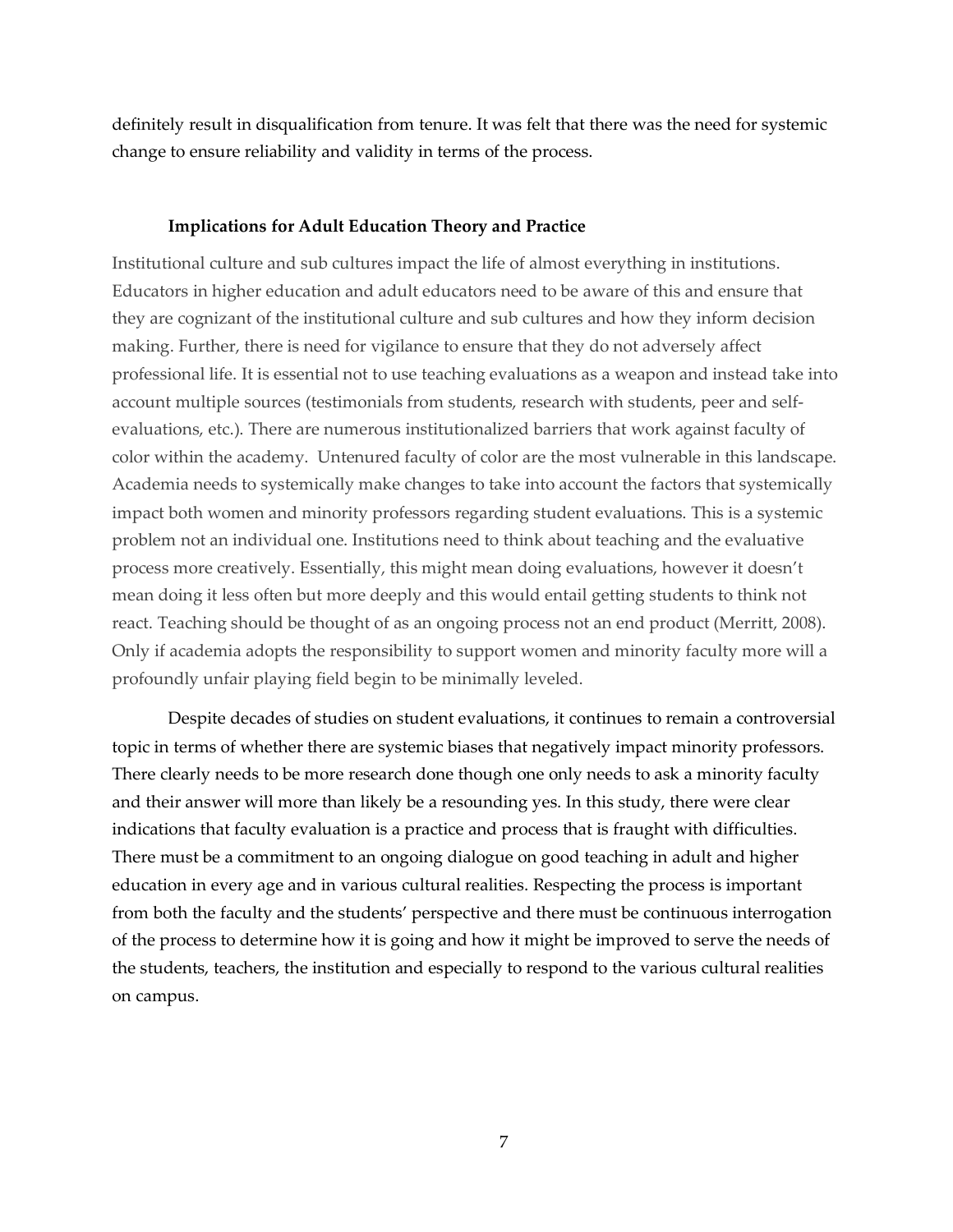definitely result in disqualification from tenure. It was felt that there was the need for systemic change to ensure reliability and validity in terms of the process.

### Implications for Adult Education Theory and Practice

Institutional culture and sub cultures impact the life of almost everything in institutions. Educators in higher education and adult educators need to be aware of this and ensure that they are cognizant of the institutional culture and sub cultures and how they inform decision making. Further, there is need for vigilance to ensure that they do not adversely affect professional life. It is essential not to use teaching evaluations as a weapon and instead take into account multiple sources (testimonials from students, research with students, peer and self-evaluations, etc.). There are numerous institutionalized barriers that work against faculty of color within the academy. Untenured faculty of color are the most vulnerable in this landscape. Academia needs to systemically make changes to take into account the factors that systemically impact both women and minority professors regarding student evaluations. This is a systemic problem not an individual one. Institutions need to think about teaching and the evaluative process more creatively. Essentially, this might mean doing evaluations, however it doesn't mean doing it less often but more deeply and this would entail getting students to think not react. Teaching should be thought of as an ongoing process not an end product (Merritt, 2008). Only if academia adopts the responsibility to support women and minority faculty more will a profoundly unfair playing field begin to be minimally leveled.

Despite decades of studies on student evaluations, it continues to remain a controversial topic in terms of whether there are systemic biases that negatively impact minority professors. There clearly needs to be more research done though one only needs to ask a minority faculty and their answer will more than likely be a resounding yes. In this study, there were clear indications that faculty evaluation is a practice and process that is fraught with difficulties. There must be a commitment to an ongoing dialogue on good teaching in adult and higher education in every age and in various cultural realities. Respecting the process is important from both the faculty and the students' perspective and there must be continuous interrogation of the process to determine how it is going and how it might be improved to serve the needs of the students, teachers, the institution and especially to respond to the various cultural realities on campus.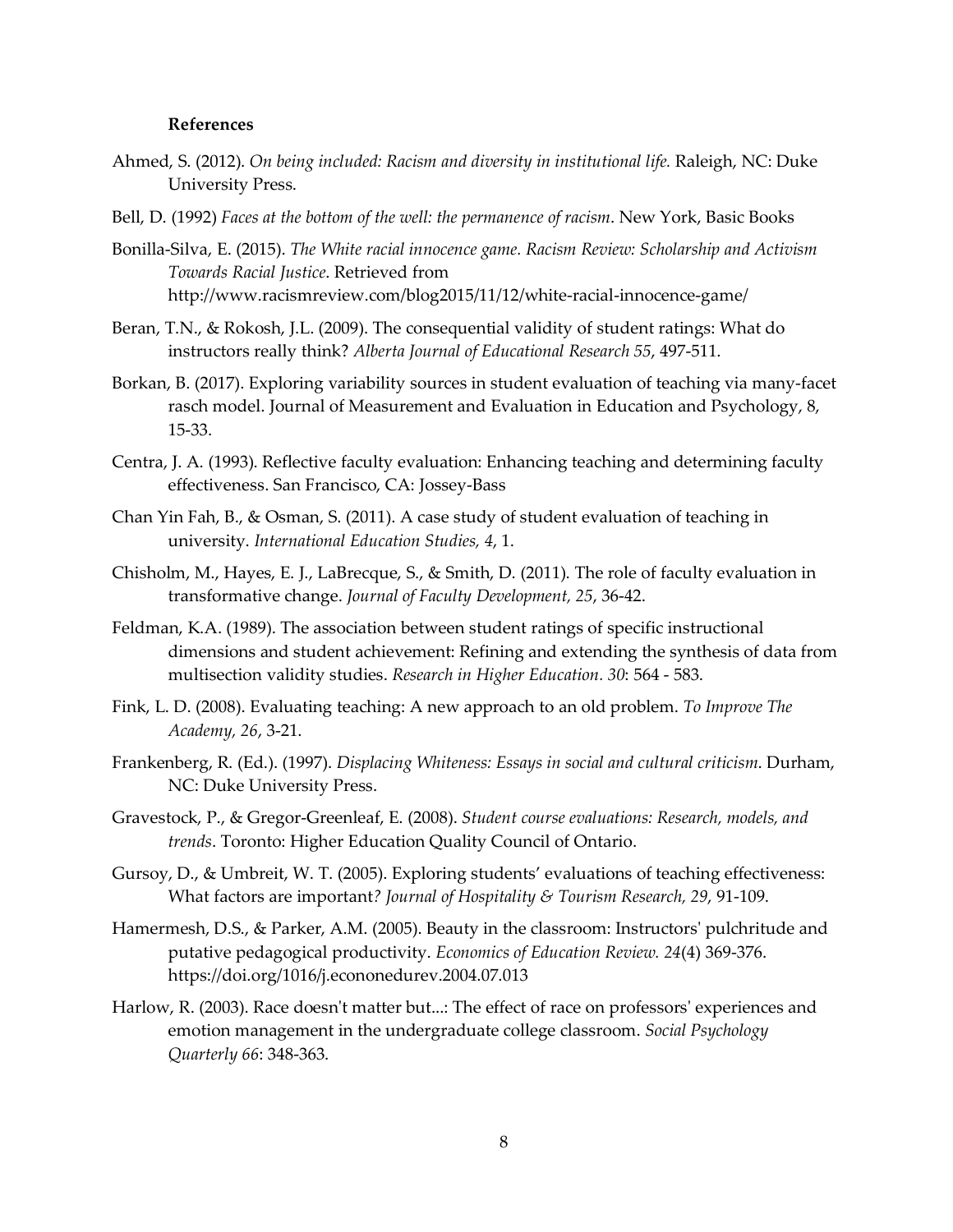**References**

Ahmed, S. (2012). *On being included: Racism and diversity in institutional life.* Raleigh, NC: Duke University Press.

Bell, D. (1992) *Faces at the bottom of the well: the permanence of racism*. New York, Basic Books

Bonilla-Silva, E. (2015). *The White racial innocence game. Racism Review: Scholarship and Activism Towards Racial Justice*. Retrieved from http://www.racismreview.com/blog2015/11/12/white-racial-innocence-game/

Beran, T.N., & Rokosh, J.L. (2009). The consequential validity of student ratings: What do instructors really think? *Alberta Journal of Educational Research 55*, 497-511.

Borkan, B. (2017). Exploring variability sources in student evaluation of teaching via many-facet rasch model. Journal of Measurement and Evaluation in Education and Psychology, 8, 15-33.

Centra, J. A. (1993). Reflective faculty evaluation: Enhancing teaching and determining faculty effectiveness. San Francisco, CA: Jossey-Bass

Chan Yin Fah, B., & Osman, S. (2011). A case study of student evaluation of teaching in university. *International Education Studies, 4*, 1.

Chisholm, M., Hayes, E. J., LaBrecque, S., & Smith, D. (2011). The role of faculty evaluation in transformative change. *Journal of Faculty Development, 25*, 36-42.

Feldman, K.A. (1989). The association between student ratings of specific instructional dimensions and student achievement: Refining and extending the synthesis of data from multisection validity studies. *Research in Higher Education. 30*: 564 - 583.

Fink, L. D. (2008). Evaluating teaching: A new approach to an old problem. *To Improve The Academy, 26*, 3-21.

Frankenberg, R. (Ed.). (1997). *Displacing Whiteness: Essays in social and cultural criticism*. Durham, NC: Duke University Press.

Gravestock, P., & Gregor-Greenleaf, E. (2008). *Student course evaluations: Research, models, and trends*. Toronto: Higher Education Quality Council of Ontario.

Gursoy, D., & Umbreit, W. T. (2005). Exploring students' evaluations of teaching effectiveness: What factors are important? *Journal of Hospitality & Tourism Research, 29*, 91-109.

Hamermesh, D.S., & Parker, A.M. (2005). Beauty in the classroom: Instructors' pulchritude and putative pedagogical productivity. *Economics of Education Review. 24*(4) 369-376. https://doi.org/1016/j.econonedurev.2004.07.013

Harlow, R. (2003). Race doesn't matter but...: The effect of race on professors' experiences and emotion management in the undergraduate college classroom. *Social Psychology Quarterly 66*: 348-363.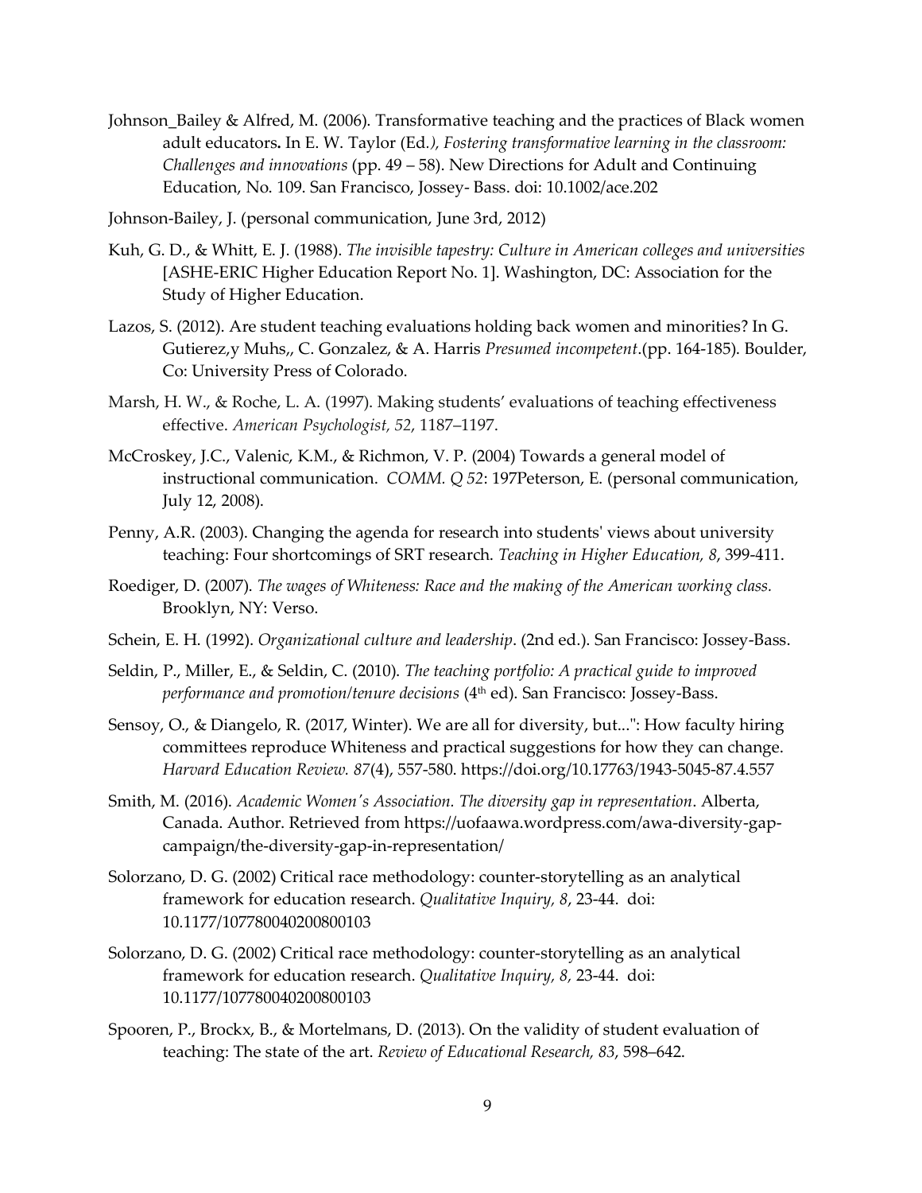Johnson_Bailey & Alfred, M. (2006). Transformative teaching and the practices of Black women adult educators**.** In E. W. Taylor (Ed*.), Fostering transformative learning in the classroom: Challenges and innovations* (pp. 49 – 58). New Directions for Adult and Continuing Education, No. 109. San Francisco, Jossey- Bass. doi: 10.1002/ace.202

Johnson-Bailey, J. (personal communication, June 3rd, 2012)

Kuh, G. D., & Whitt, E. J. (1988). *The invisible tapestry: Culture in American colleges and universities* [ASHE-ERIC Higher Education Report No. 1]. Washington, DC: Association for the Study of Higher Education.

Lazos, S. (2012). Are student teaching evaluations holding back women and minorities? In G. Gutierez,y Muhs,, C. Gonzalez, & A. Harris *Presumed incompetent*.(pp. 164-185). Boulder, Co: University Press of Colorado.

Marsh, H. W., & Roche, L. A. (1997). Making students' evaluations of teaching effectiveness effective. *American Psychologist, 52*, 1187–1197.

McCroskey, J.C., Valenic, K.M., & Richmon, V. P. (2004) Towards a general model of instructional communication. *COMM. Q 52*: 197Peterson, E. (personal communication, July 12, 2008).

Penny, A.R. (2003). Changing the agenda for research into students' views about university teaching: Four shortcomings of SRT research. *Teaching in Higher Education, 8*, 399-411.

Roediger, D. (2007). *The wages of Whiteness: Race and the making of the American working class.* Brooklyn, NY: Verso.

Schein, E. H. (1992). *Organizational culture and leadership*. (2nd ed.). San Francisco: Jossey-Bass.

Seldin, P., Miller, E., & Seldin, C. (2010). *The teaching portfolio: A practical guide to improved performance and promotion/tenure decisions* (4th ed). San Francisco: Jossey-Bass.

Sensoy, O., & Diangelo, R. (2017, Winter). We are all for diversity, but...": How faculty hiring committees reproduce Whiteness and practical suggestions for how they can change. *Harvard Education Review. 87*(4), 557-580. https://doi.org/10.17763/1943-5045-87.4.557

Smith, M. (2016). *Academic Women's Association. The diversity gap in representation*. Alberta, Canada. Author. Retrieved from https://uofaawa.wordpress.com/awa-diversity-gap-campaign/the-diversity-gap-in-representation/

Solorzano, D. G. (2002) Critical race methodology: counter-storytelling as an analytical framework for education research. *Qualitative Inquiry, 8*, 23-44. doi: 10.1177/107780040200800103

Solorzano, D. G. (2002) Critical race methodology: counter-storytelling as an analytical framework for education research. *Qualitative Inquiry, 8*, 23-44. doi: 10.1177/107780040200800103

Spooren, P., Brockx, B., & Mortelmans, D. (2013). On the validity of student evaluation of teaching: The state of the art. *Review of Educational Research, 83*, 598–642.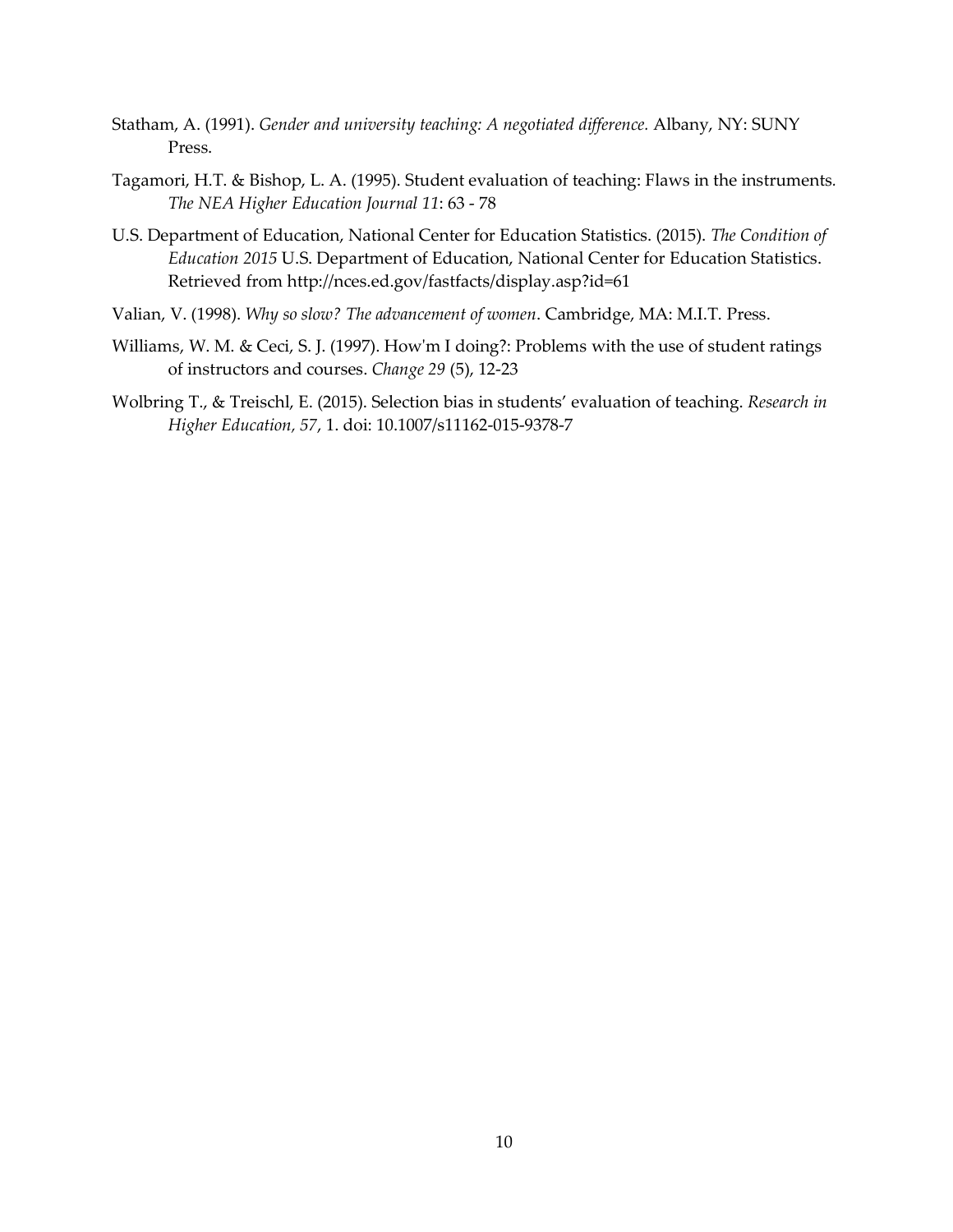Statham, A. (1991). *Gender and university teaching: A negotiated difference.* Albany, NY: SUNY Press.

Tagamori, H.T. & Bishop, L. A. (1995). Student evaluation of teaching: Flaws in the instruments. *The NEA Higher Education Journal 11*: 63 - 78

U.S. Department of Education, National Center for Education Statistics. (2015). *The Condition of Education 2015* U.S. Department of Education, National Center for Education Statistics. Retrieved from http://nces.ed.gov/fastfacts/display.asp?id=61

Valian, V. (1998). *Why so slow? The advancement of women*. Cambridge, MA: M.I.T. Press.

Williams, W. M. & Ceci, S. J. (1997). How'm I doing?: Problems with the use of student ratings of instructors and courses. *Change 29* (5), 12-23

Wolbring T., & Treischl, E. (2015). Selection bias in students' evaluation of teaching. *Research in Higher Education, 57*, 1. doi: 10.1007/s11162-015-9378-7